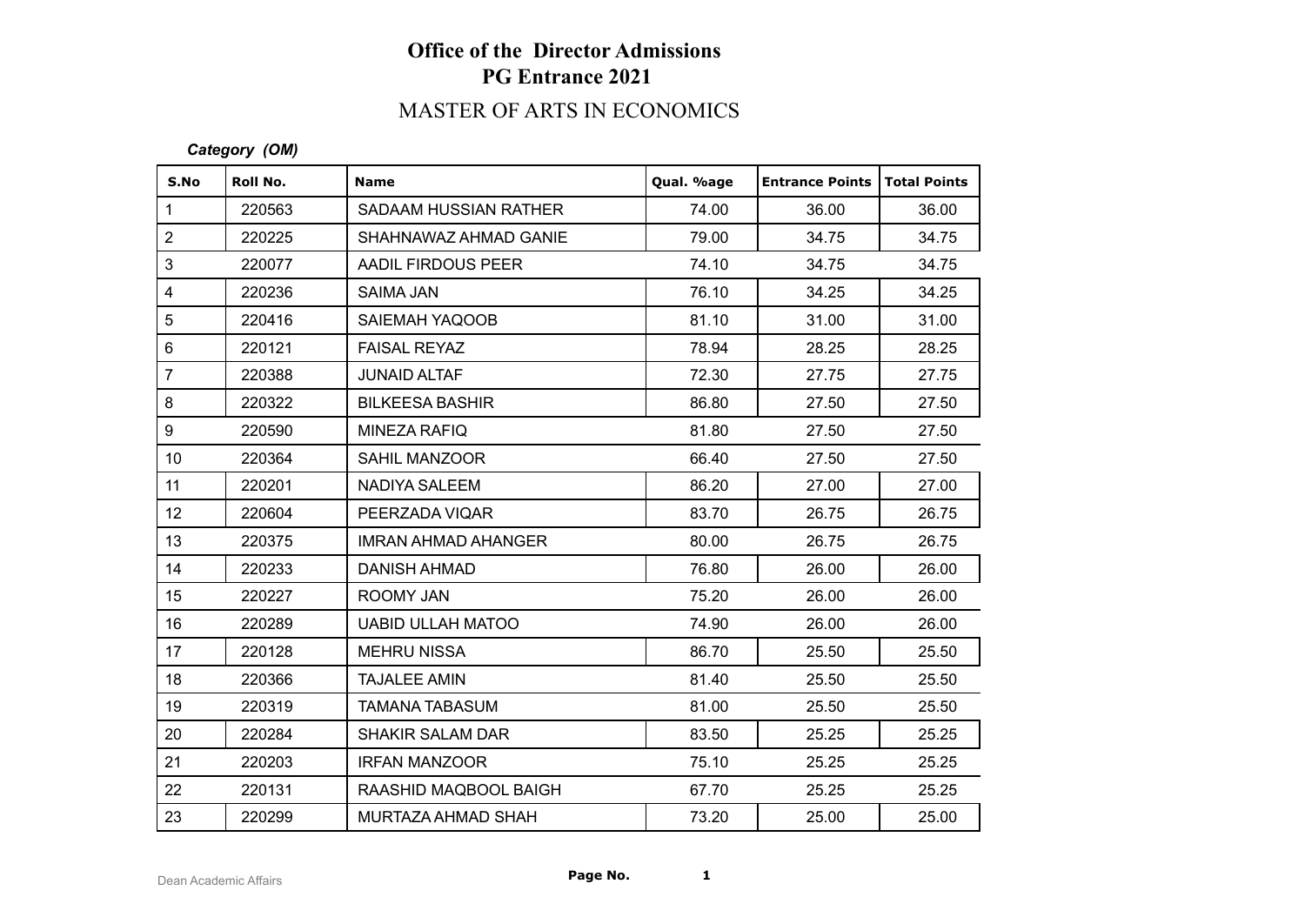# Office of the Director Admissions
## PG Entrance 2021

## MASTER OF ARTS IN ECONOMICS

*Category (OM)*

| S.No | Roll No. | Name | Qual. %age | Entrance Points | Total Points |
|---|---|---|---|---|---|
| 1 | 220563 | SADAAM HUSSIAN RATHER | 74.00 | 36.00 | 36.00 |
| 2 | 220225 | SHAHNAWAZ AHMAD GANIE | 79.00 | 34.75 | 34.75 |
| 3 | 220077 | AADIL FIRDOUS PEER | 74.10 | 34.75 | 34.75 |
| 4 | 220236 | SAIMA JAN | 76.10 | 34.25 | 34.25 |
| 5 | 220416 | SAIEMAH YAQOOB | 81.10 | 31.00 | 31.00 |
| 6 | 220121 | FAISAL REYAZ | 78.94 | 28.25 | 28.25 |
| 7 | 220388 | JUNAID ALTAF | 72.30 | 27.75 | 27.75 |
| 8 | 220322 | BILKEESA BASHIR | 86.80 | 27.50 | 27.50 |
| 9 | 220590 | MINEZA RAFIQ | 81.80 | 27.50 | 27.50 |
| 10 | 220364 | SAHIL MANZOOR | 66.40 | 27.50 | 27.50 |
| 11 | 220201 | NADIYA SALEEM | 86.20 | 27.00 | 27.00 |
| 12 | 220604 | PEERZADA VIQAR | 83.70 | 26.75 | 26.75 |
| 13 | 220375 | IMRAN AHMAD AHANGER | 80.00 | 26.75 | 26.75 |
| 14 | 220233 | DANISH AHMAD | 76.80 | 26.00 | 26.00 |
| 15 | 220227 | ROOMY JAN | 75.20 | 26.00 | 26.00 |
| 16 | 220289 | UABID ULLAH MATOO | 74.90 | 26.00 | 26.00 |
| 17 | 220128 | MEHRU NISSA | 86.70 | 25.50 | 25.50 |
| 18 | 220366 | TAJALEE AMIN | 81.40 | 25.50 | 25.50 |
| 19 | 220319 | TAMANA TABASUM | 81.00 | 25.50 | 25.50 |
| 20 | 220284 | SHAKIR SALAM DAR | 83.50 | 25.25 | 25.25 |
| 21 | 220203 | IRFAN MANZOOR | 75.10 | 25.25 | 25.25 |
| 22 | 220131 | RAASHID MAQBOOL BAIGH | 67.70 | 25.25 | 25.25 |
| 23 | 220299 | MURTAZA AHMAD SHAH | 73.20 | 25.00 | 25.00 |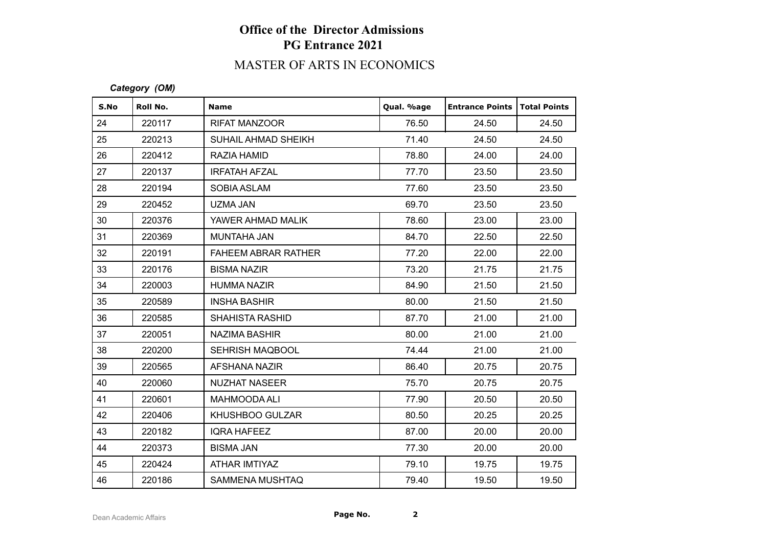# Office of the Director Admissions
## PG Entrance 2021
## MASTER OF ARTS IN ECONOMICS

***Category (OM)***

| S.No | Roll No. | Name | Qual. %age | Entrance Points | Total Points |
|---|---|---|---|---|---|
| 24 | 220117 | RIFAT MANZOOR | 76.50 | 24.50 | 24.50 |
| 25 | 220213 | SUHAIL AHMAD SHEIKH | 71.40 | 24.50 | 24.50 |
| 26 | 220412 | RAZIA HAMID | 78.80 | 24.00 | 24.00 |
| 27 | 220137 | IRFATAH AFZAL | 77.70 | 23.50 | 23.50 |
| 28 | 220194 | SOBIA ASLAM | 77.60 | 23.50 | 23.50 |
| 29 | 220452 | UZMA JAN | 69.70 | 23.50 | 23.50 |
| 30 | 220376 | YAWER AHMAD MALIK | 78.60 | 23.00 | 23.00 |
| 31 | 220369 | MUNTAHA JAN | 84.70 | 22.50 | 22.50 |
| 32 | 220191 | FAHEEM ABRAR RATHER | 77.20 | 22.00 | 22.00 |
| 33 | 220176 | BISMA NAZIR | 73.20 | 21.75 | 21.75 |
| 34 | 220003 | HUMMA NAZIR | 84.90 | 21.50 | 21.50 |
| 35 | 220589 | INSHA BASHIR | 80.00 | 21.50 | 21.50 |
| 36 | 220585 | SHAHISTA RASHID | 87.70 | 21.00 | 21.00 |
| 37 | 220051 | NAZIMA BASHIR | 80.00 | 21.00 | 21.00 |
| 38 | 220200 | SEHRISH MAQBOOL | 74.44 | 21.00 | 21.00 |
| 39 | 220565 | AFSHANA NAZIR | 86.40 | 20.75 | 20.75 |
| 40 | 220060 | NUZHAT NASEER | 75.70 | 20.75 | 20.75 |
| 41 | 220601 | MAHMOODA ALI | 77.90 | 20.50 | 20.50 |
| 42 | 220406 | KHUSHBOO GULZAR | 80.50 | 20.25 | 20.25 |
| 43 | 220182 | IQRA HAFEEZ | 87.00 | 20.00 | 20.00 |
| 44 | 220373 | BISMA JAN | 77.30 | 20.00 | 20.00 |
| 45 | 220424 | ATHAR IMTIYAZ | 79.10 | 19.75 | 19.75 |
| 46 | 220186 | SAMMENA MUSHTAQ | 79.40 | 19.50 | 19.50 |

Dean Academic Affairs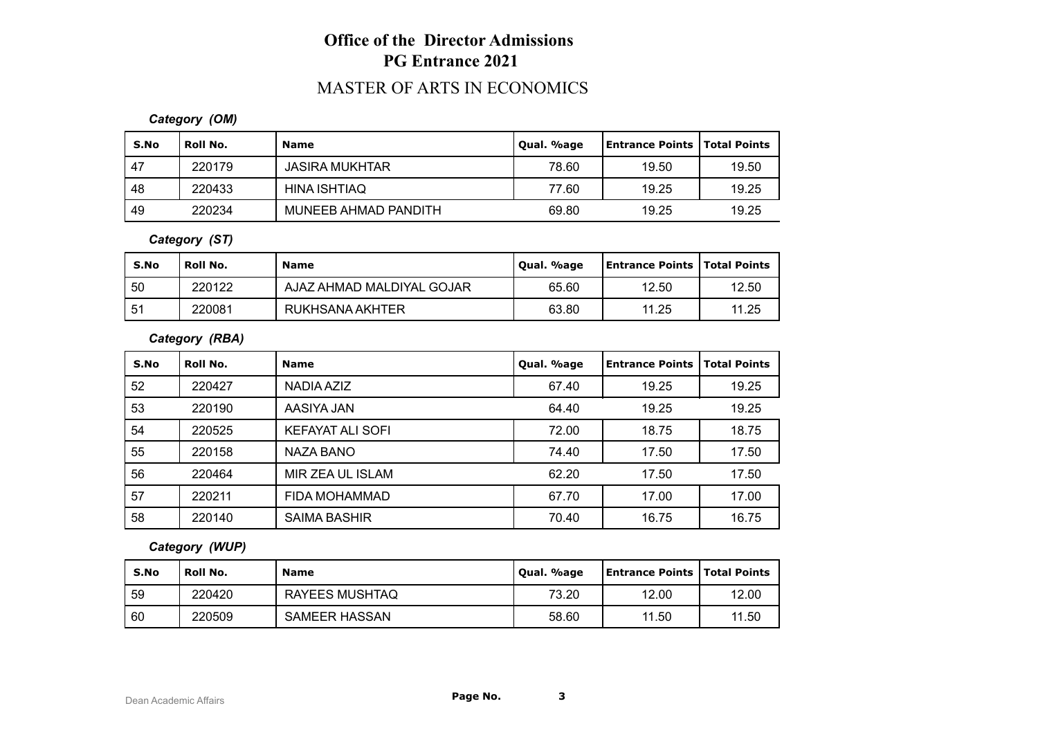# Office of the Director Admissions
## PG Entrance 2021
## MASTER OF ARTS IN ECONOMICS

***Category (OM)***

| S.No | Roll No. | Name | Qual. %age | Entrance Points | Total Points |
|---|---|---|---|---|---|
| 47 | 220179 | JASIRA MUKHTAR | 78.60 | 19.50 | 19.50 |
| 48 | 220433 | HINA ISHTIAQ | 77.60 | 19.25 | 19.25 |
| 49 | 220234 | MUNEEB AHMAD PANDITH | 69.80 | 19.25 | 19.25 |

***Category (ST)***

| S.No | Roll No. | Name | Qual. %age | Entrance Points | Total Points |
|---|---|---|---|---|---|
| 50 | 220122 | AJAZ AHMAD MALDIYAL GOJAR | 65.60 | 12.50 | 12.50 |
| 51 | 220081 | RUKHSANA AKHTER | 63.80 | 11.25 | 11.25 |

***Category (RBA)***

| S.No | Roll No. | Name | Qual. %age | Entrance Points | Total Points |
|---|---|---|---|---|---|
| 52 | 220427 | NADIA AZIZ | 67.40 | 19.25 | 19.25 |
| 53 | 220190 | AASIYA JAN | 64.40 | 19.25 | 19.25 |
| 54 | 220525 | KEFAYAT ALI SOFI | 72.00 | 18.75 | 18.75 |
| 55 | 220158 | NAZA BANO | 74.40 | 17.50 | 17.50 |
| 56 | 220464 | MIR ZEA UL ISLAM | 62.20 | 17.50 | 17.50 |
| 57 | 220211 | FIDA MOHAMMAD | 67.70 | 17.00 | 17.00 |
| 58 | 220140 | SAIMA BASHIR | 70.40 | 16.75 | 16.75 |

***Category (WUP)***

| S.No | Roll No. | Name | Qual. %age | Entrance Points | Total Points |
|---|---|---|---|---|---|
| 59 | 220420 | RAYEES MUSHTAQ | 73.20 | 12.00 | 12.00 |
| 60 | 220509 | SAMEER HASSAN | 58.60 | 11.50 | 11.50 |

Dean Academic Affairs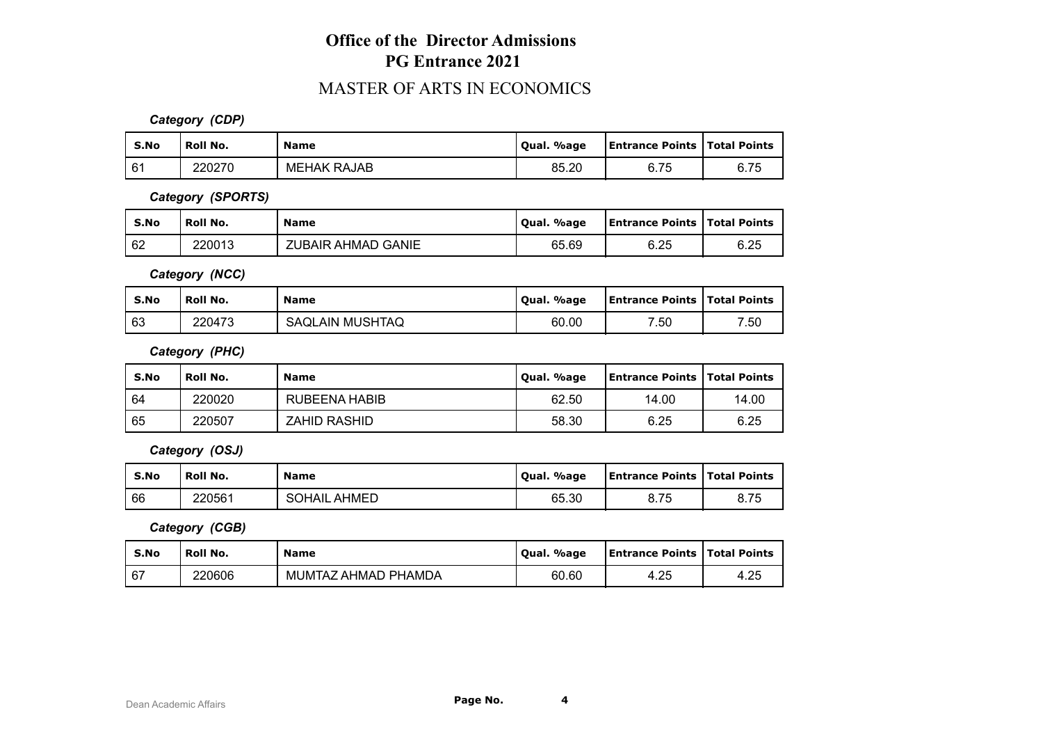# Office of the Director Admissions
# PG Entrance 2021

## MASTER OF ARTS IN ECONOMICS

***Category (CDP)***

| S.No | Roll No. | Name | Qual. %age | Entrance Points | Total Points |
|---|---|---|---|---|---|
| 61 | 220270 | MEHAK RAJAB | 85.20 | 6.75 | 6.75 |

***Category (SPORTS)***

| S.No | Roll No. | Name | Qual. %age | Entrance Points | Total Points |
|---|---|---|---|---|---|
| 62 | 220013 | ZUBAIR AHMAD GANIE | 65.69 | 6.25 | 6.25 |

***Category (NCC)***

| S.No | Roll No. | Name | Qual. %age | Entrance Points | Total Points |
|---|---|---|---|---|---|
| 63 | 220473 | SAQLAIN MUSHTAQ | 60.00 | 7.50 | 7.50 |

***Category (PHC)***

| S.No | Roll No. | Name | Qual. %age | Entrance Points | Total Points |
|---|---|---|---|---|---|
| 64 | 220020 | RUBEENA HABIB | 62.50 | 14.00 | 14.00 |
| 65 | 220507 | ZAHID RASHID | 58.30 | 6.25 | 6.25 |

***Category (OSJ)***

| S.No | Roll No. | Name | Qual. %age | Entrance Points | Total Points |
|---|---|---|---|---|---|
| 66 | 220561 | SOHAIL AHMED | 65.30 | 8.75 | 8.75 |

***Category (CGB)***

| S.No | Roll No. | Name | Qual. %age | Entrance Points | Total Points |
|---|---|---|---|---|---|
| 67 | 220606 | MUMTAZ AHMAD PHAMDA | 60.60 | 4.25 | 4.25 |

Dean Academic Affairs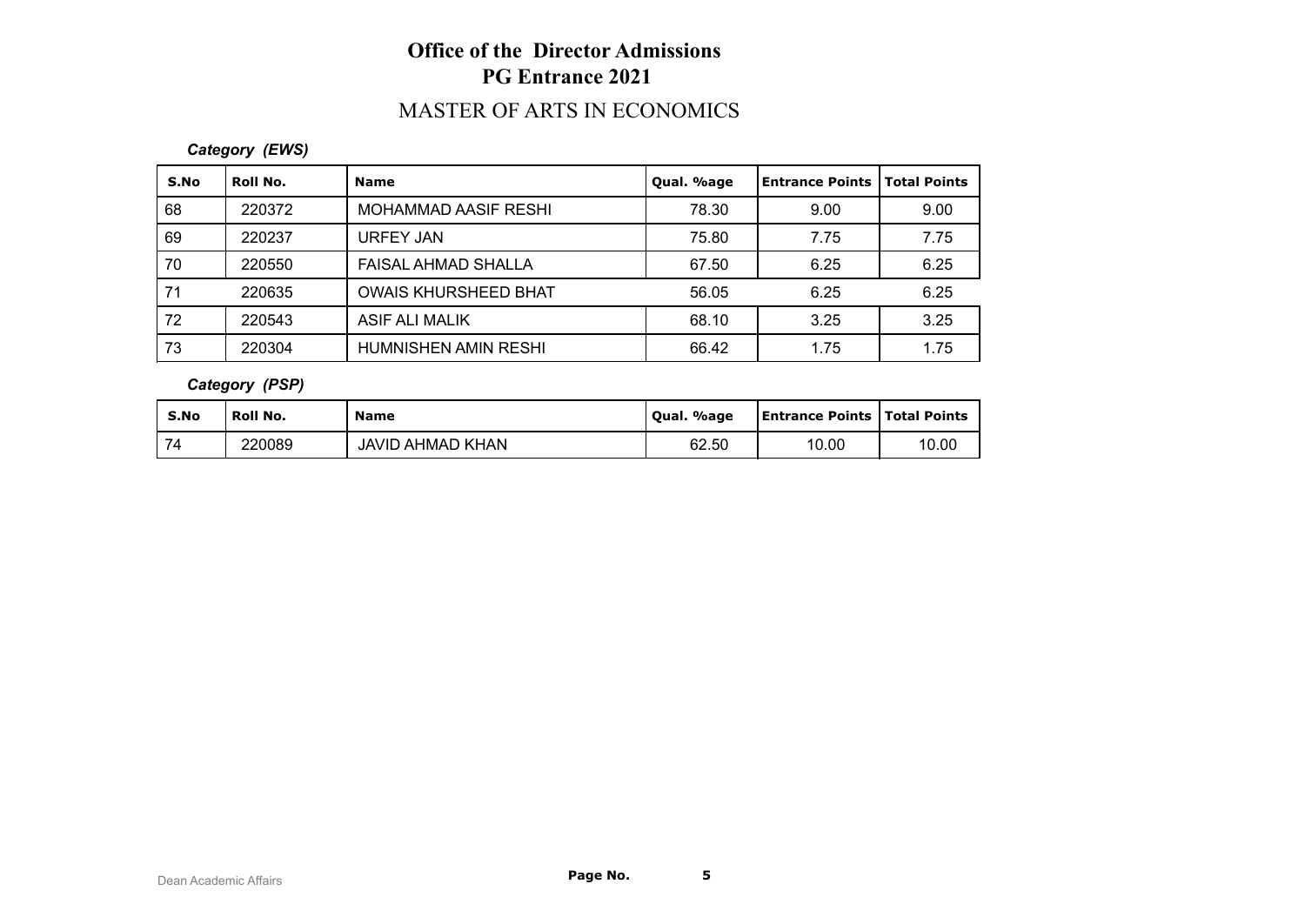# Office of the Director Admissions
## PG Entrance 2021

## MASTER OF ARTS IN ECONOMICS

***Category (EWS)***

| S.No | Roll No. | Name | Qual. %age | Entrance Points | Total Points |
|---|---|---|---|---|---|
| 68 | 220372 | MOHAMMAD AASIF RESHI | 78.30 | 9.00 | 9.00 |
| 69 | 220237 | URFEY JAN | 75.80 | 7.75 | 7.75 |
| 70 | 220550 | FAISAL AHMAD SHALLA | 67.50 | 6.25 | 6.25 |
| 71 | 220635 | OWAIS KHURSHEED BHAT | 56.05 | 6.25 | 6.25 |
| 72 | 220543 | ASIF ALI MALIK | 68.10 | 3.25 | 3.25 |
| 73 | 220304 | HUMNISHEN AMIN RESHI | 66.42 | 1.75 | 1.75 |

***Category (PSP)***

| S.No | Roll No. | Name | Qual. %age | Entrance Points | Total Points |
|---|---|---|---|---|---|
| 74 | 220089 | JAVID AHMAD KHAN | 62.50 | 10.00 | 10.00 |

Dean Academic Affairs